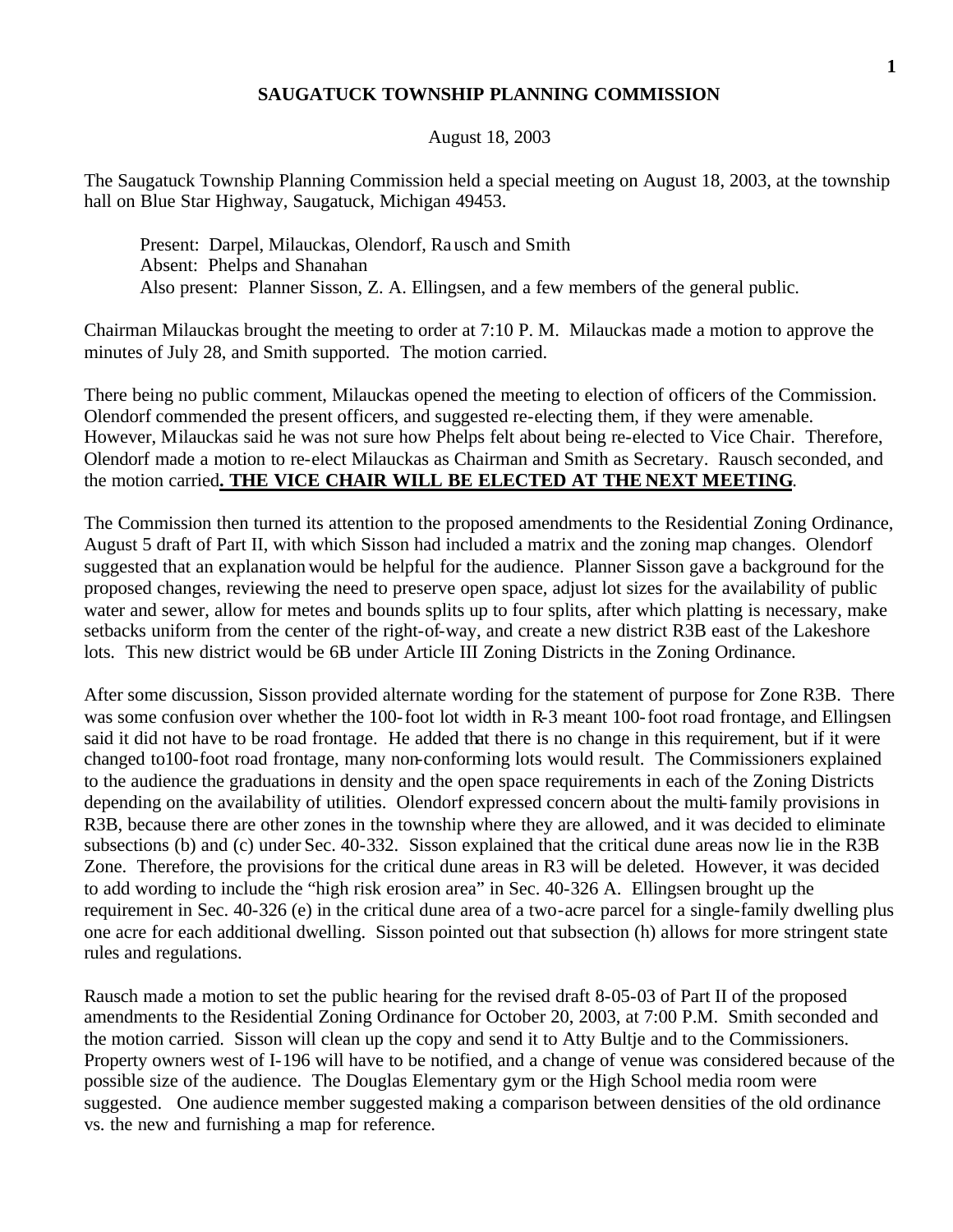# SAUGATUCK TOWNSHIP PLANNING COMMISSION

August 18, 2003

The Saugatuck Township Planning Commission held a special meeting on August 18, 2003, at the township hall on Blue Star Highway, Saugatuck, Michigan 49453.

> Present: Darpel, Milauckas, Olendorf, Rausch and Smith
> Absent: Phelps and Shanahan
> Also present: Planner Sisson, Z. A. Ellingsen, and a few members of the general public.

Chairman Milauckas brought the meeting to order at 7:10 P. M. Milauckas made a motion to approve the minutes of July 28, and Smith supported. The motion carried.

There being no public comment, Milauckas opened the meeting to election of officers of the Commission. Olendorf commended the present officers, and suggested re-electing them, if they were amenable. However, Milauckas said he was not sure how Phelps felt about being re-elected to Vice Chair. Therefore, Olendorf made a motion to re-elect Milauckas as Chairman and Smith as Secretary. Rausch seconded, and the motion carried**. THE VICE CHAIR WILL BE ELECTED AT THE NEXT MEETING**.

The Commission then turned its attention to the proposed amendments to the Residential Zoning Ordinance, August 5 draft of Part II, with which Sisson had included a matrix and the zoning map changes. Olendorf suggested that an explanation would be helpful for the audience. Planner Sisson gave a background for the proposed changes, reviewing the need to preserve open space, adjust lot sizes for the availability of public water and sewer, allow for metes and bounds splits up to four splits, after which platting is necessary, make setbacks uniform from the center of the right-of-way, and create a new district R3B east of the Lakeshore lots. This new district would be 6B under Article III Zoning Districts in the Zoning Ordinance.

After some discussion, Sisson provided alternate wording for the statement of purpose for Zone R3B. There was some confusion over whether the 100-foot lot width in R-3 meant 100-foot road frontage, and Ellingsen said it did not have to be road frontage. He added that there is no change in this requirement, but if it were changed to100-foot road frontage, many non-conforming lots would result. The Commissioners explained to the audience the graduations in density and the open space requirements in each of the Zoning Districts depending on the availability of utilities. Olendorf expressed concern about the multi-family provisions in R3B, because there are other zones in the township where they are allowed, and it was decided to eliminate subsections (b) and (c) under Sec. 40-332. Sisson explained that the critical dune areas now lie in the R3B Zone. Therefore, the provisions for the critical dune areas in R3 will be deleted. However, it was decided to add wording to include the "high risk erosion area" in Sec. 40-326 A. Ellingsen brought up the requirement in Sec. 40-326 (e) in the critical dune area of a two-acre parcel for a single-family dwelling plus one acre for each additional dwelling. Sisson pointed out that subsection (h) allows for more stringent state rules and regulations.

Rausch made a motion to set the public hearing for the revised draft 8-05-03 of Part II of the proposed amendments to the Residential Zoning Ordinance for October 20, 2003, at 7:00 P.M. Smith seconded and the motion carried. Sisson will clean up the copy and send it to Atty Bultje and to the Commissioners. Property owners west of I-196 will have to be notified, and a change of venue was considered because of the possible size of the audience. The Douglas Elementary gym or the High School media room were suggested. One audience member suggested making a comparison between densities of the old ordinance vs. the new and furnishing a map for reference.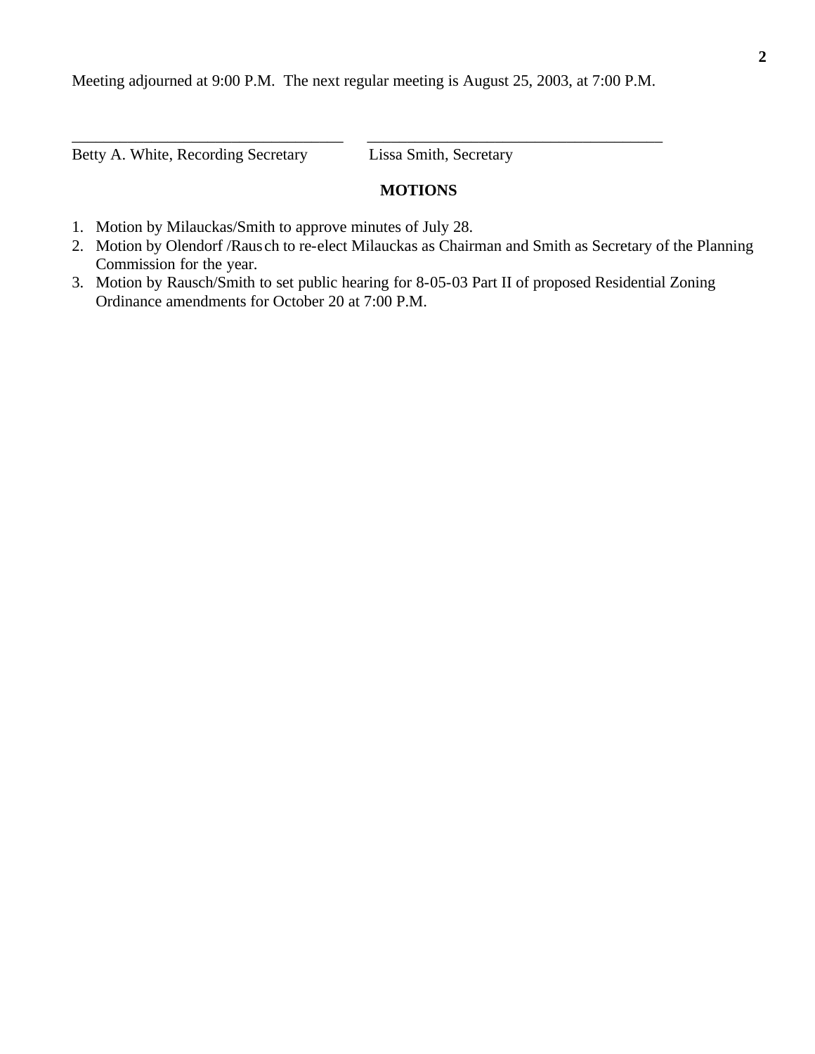Meeting adjourned at 9:00 P.M. The next regular meeting is August 25, 2003, at 7:00 P.M.

| | |
|---|---|
| ______________________________ | ______________________________ |
| Betty A. White, Recording Secretary | Lissa Smith, Secretary |

**MOTIONS**

1. Motion by Milauckas/Smith to approve minutes of July 28.
2. Motion by Olendorf /Rausch to re-elect Milauckas as Chairman and Smith as Secretary of the Planning Commission for the year.
3. Motion by Rausch/Smith to set public hearing for 8-05-03 Part II of proposed Residential Zoning Ordinance amendments for October 20 at 7:00 P.M.